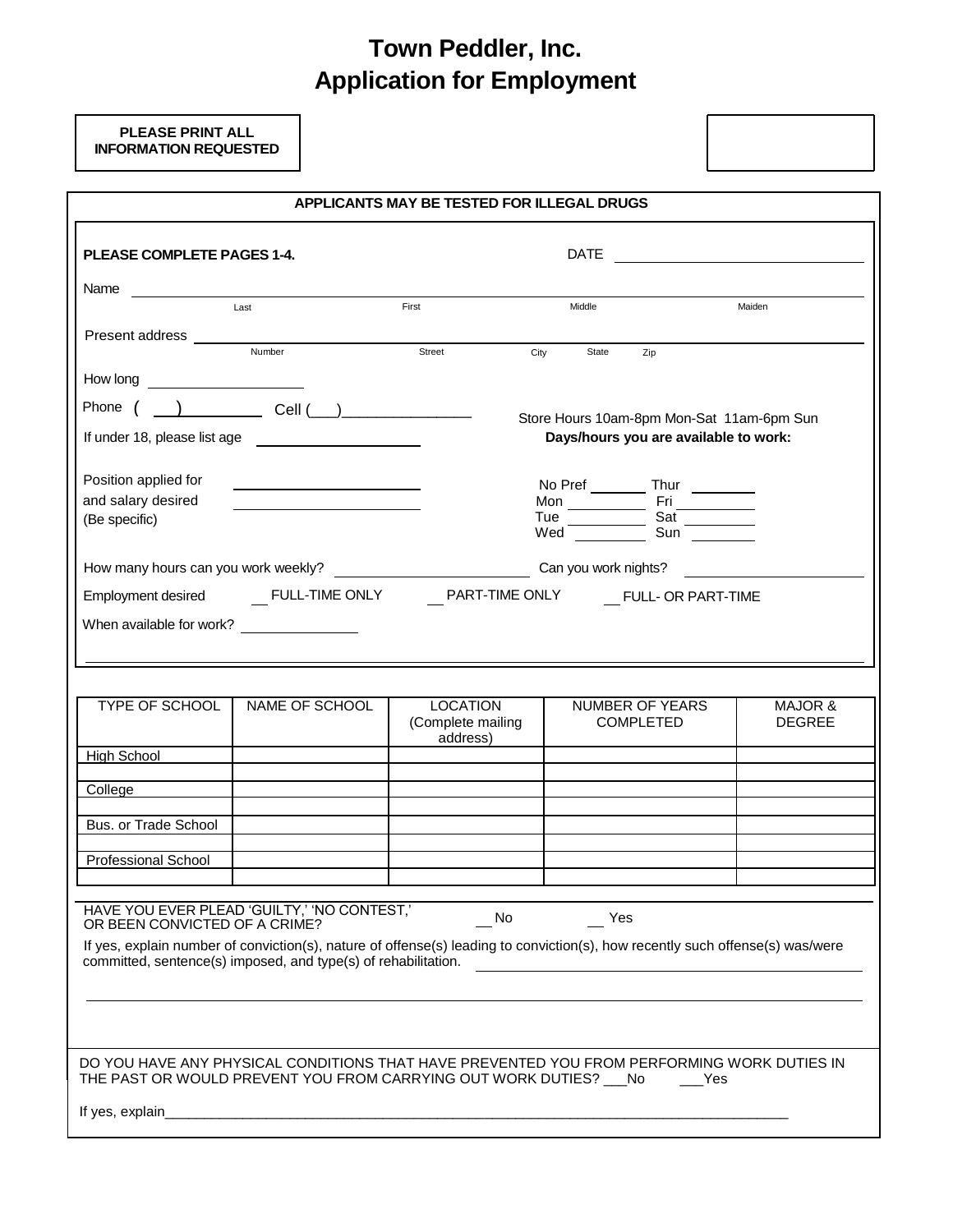# Town Peddler, Inc.
# Application for Employment

**PLEASE PRINT ALL INFORMATION REQUESTED**

**APPLICANTS MAY BE TESTED FOR ILLEGAL DRUGS**

**PLEASE COMPLETE PAGES 1-4.**

DATE ______________________________

Name ____________________________________________________________
Last First Middle Maiden

Present address ____________________________________________________
Number Street City State Zip

How long ____________________

Phone ( ) __________ Cell (___)________________

Store Hours 10am-8pm Mon-Sat 11am-6pm Sun

**Days/hours you are available to work:**

If under 18, please list age ____________________

Position applied for and salary desired (Be specific) ____________________

No Pref _______ Thur _______
Mon _______ Fri _______
Tue _______ Sat _______
Wed _______ Sun _______

How many hours can you work weekly? ____________________ Can you work nights? ____________________

Employment desired __ FULL-TIME ONLY __ PART-TIME ONLY __ FULL- OR PART-TIME

When available for work? _______________

| TYPE OF SCHOOL | NAME OF SCHOOL | LOCATION (Complete mailing address) | NUMBER OF YEARS COMPLETED | MAJOR & DEGREE |
|---|---|---|---|---|
| High School | | | | |
| | | | | |
| College | | | | |
| | | | | |
| Bus. or Trade School | | | | |
| | | | | |
| Professional School | | | | |
| | | | | |

HAVE YOU EVER PLEAD 'GUILTY,' 'NO CONTEST,' OR BEEN CONVICTED OF A CRIME? __ No __ Yes

If yes, explain number of conviction(s), nature of offense(s) leading to conviction(s), how recently such offense(s) was/were committed, sentence(s) imposed, and type(s) of rehabilitation. ____________________________________________

DO YOU HAVE ANY PHYSICAL CONDITIONS THAT HAVE PREVENTED YOU FROM PERFORMING WORK DUTIES IN THE PAST OR WOULD PREVENT YOU FROM CARRYING OUT WORK DUTIES? ___No ___Yes

If yes, explain________________________________________________________________________________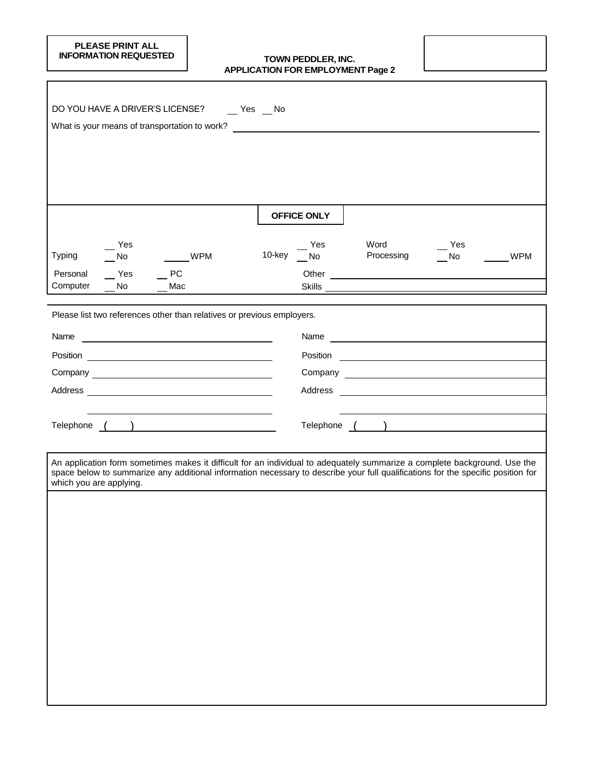**PLEASE PRINT ALL INFORMATION REQUESTED**

**TOWN PEDDLER, INC.**
**APPLICATION FOR EMPLOYMENT Page 2**

DO YOU HAVE A DRIVER'S LICENSE? __ Yes __ No

What is your means of transportation to work? ____________________

**OFFICE ONLY**

| | | | | | | | |
|---|---|---|---|---|---|---|---|
| Typing | __ Yes / __ No | ____ WPM | 10-key | __ Yes / __ No | Word Processing | __ Yes / __ No | ____ WPM |
| Personal Computer | __ Yes / __ No | __ PC / __ Mac | | Other Skills ____________________ | | | |

Please list two references other than relatives or previous employers.

| | |
|---|---|
| Name ____________________ | Name ____________________ |
| Position ____________________ | Position ____________________ |
| Company ____________________ | Company ____________________ |
| Address ____________________ | Address ____________________ |
| ____________________ | ____________________ |
| Telephone ( ) ____________________ | Telephone ( ) ____________________ |

An application form sometimes makes it difficult for an individual to adequately summarize a complete background. Use the space below to summarize any additional information necessary to describe your full qualifications for the specific position for which you are applying.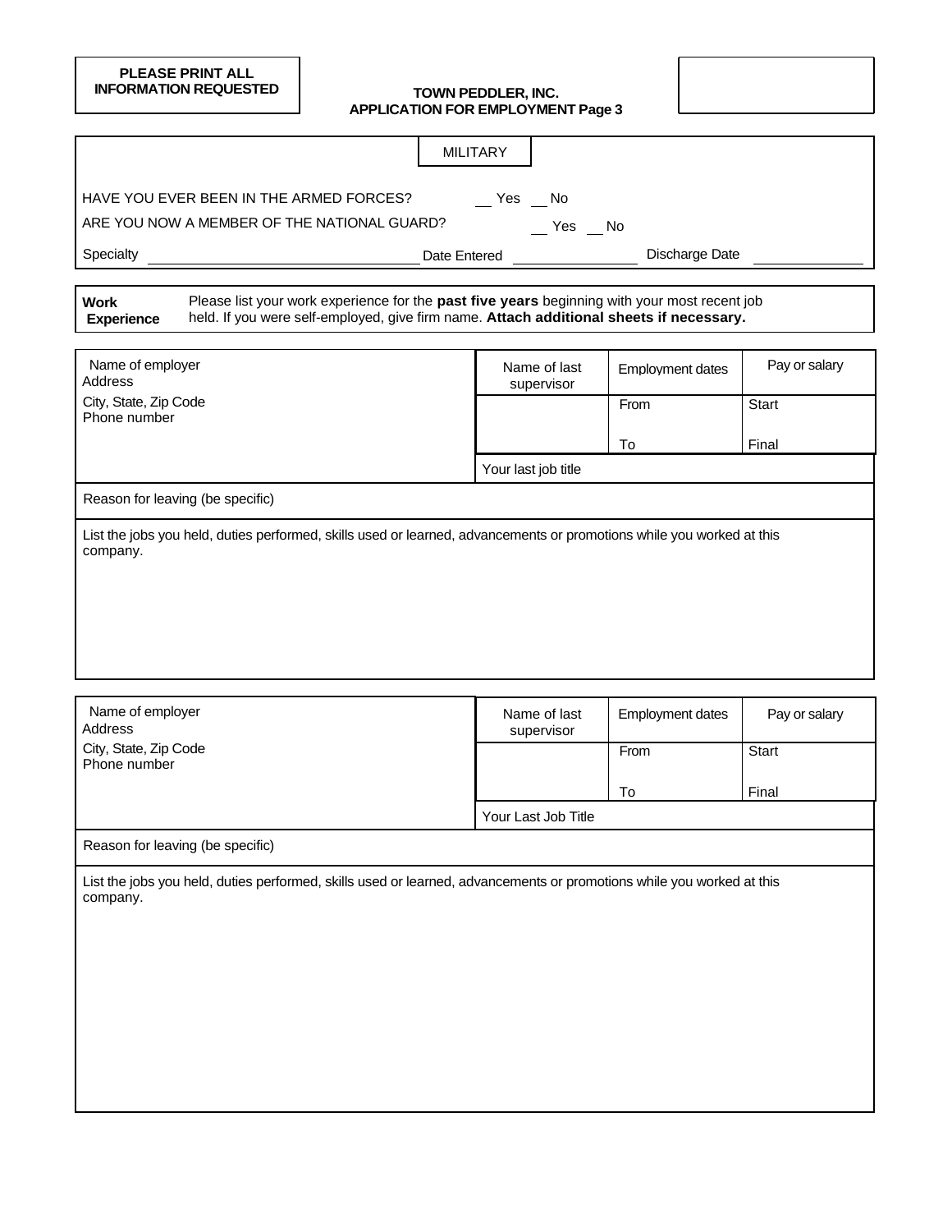**PLEASE PRINT ALL INFORMATION REQUESTED**

**TOWN PEDDLER, INC.**
**APPLICATION FOR EMPLOYMENT Page 3**

## MILITARY

HAVE YOU EVER BEEN IN THE ARMED FORCES? \_\_ Yes \_\_ No

ARE YOU NOW A MEMBER OF THE NATIONAL GUARD? \_\_ Yes \_\_ No

Specialty \_\_\_\_\_\_\_\_\_\_\_\_\_\_\_\_\_\_\_\_ Date Entered \_\_\_\_\_\_\_\_\_\_ Discharge Date \_\_\_\_\_\_\_\_\_\_

**Work Experience** Please list your work experience for the **past five years** beginning with your most recent job held. If you were self-employed, give firm name. **Attach additional sheets if necessary.**

| Name of employer<br>Address<br>City, State, Zip Code<br>Phone number | Name of last supervisor | Employment dates | Pay or salary |
|---|---|---|---|
| | | From | Start |
| | | To | Final |
| | Your last job title | | |
| Reason for leaving (be specific) | | | |
| List the jobs you held, duties performed, skills used or learned, advancements or promotions while you worked at this company. | | | |

| Name of employer<br>Address<br>City, State, Zip Code<br>Phone number | Name of last supervisor | Employment dates | Pay or salary |
|---|---|---|---|
| | | From | Start |
| | | To | Final |
| | Your Last Job Title | | |
| Reason for leaving (be specific) | | | |
| List the jobs you held, duties performed, skills used or learned, advancements or promotions while you worked at this company. | | | |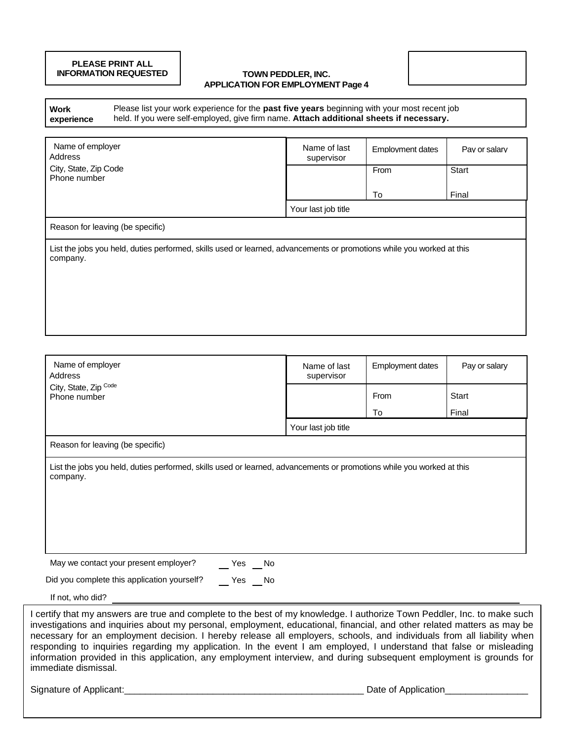**PLEASE PRINT ALL INFORMATION REQUESTED**

**TOWN PEDDLER, INC.**
**APPLICATION FOR EMPLOYMENT Page 4**

| | |
|---|---|
| **Work experience** | Please list your work experience for the **past five years** beginning with your most recent job held. If you were self-employed, give firm name. **Attach additional sheets if necessary.** |

| | | | |
|---|---|---|---|
| Name of employer<br>Address<br>City, State, Zip Code<br>Phone number | Name of last supervisor | Employment dates | Pay or salary |
| | | From<br><br>To | Start<br><br>Final |
| | Your last job title | | |
| Reason for leaving (be specific) | | | |
| List the jobs you held, duties performed, skills used or learned, advancements or promotions while you worked at this company. | | | |

| | | | |
|---|---|---|---|
| Name of employer<br>Address<br>City, State, Zip Code<br>Phone number | Name of last supervisor | Employment dates | Pay or salary |
| | | From<br><br>To | Start<br><br>Final |
| | Your last job title | | |
| Reason for leaving (be specific) | | | |
| List the jobs you held, duties performed, skills used or learned, advancements or promotions while you worked at this company. | | | |

May we contact your present employer? __ Yes __ No

Did you complete this application yourself? __ Yes __ No

If not, who did? ____________________________________________

I certify that my answers are true and complete to the best of my knowledge. I authorize Town Peddler, Inc. to make such investigations and inquiries about my personal, employment, educational, financial, and other related matters as may be necessary for an employment decision. I hereby release all employers, schools, and individuals from all liability when responding to inquiries regarding my application. In the event I am employed, I understand that false or misleading information provided in this application, any employment interview, and during subsequent employment is grounds for immediate dismissal.

Signature of Applicant:_______________________________________________ Date of Application________________